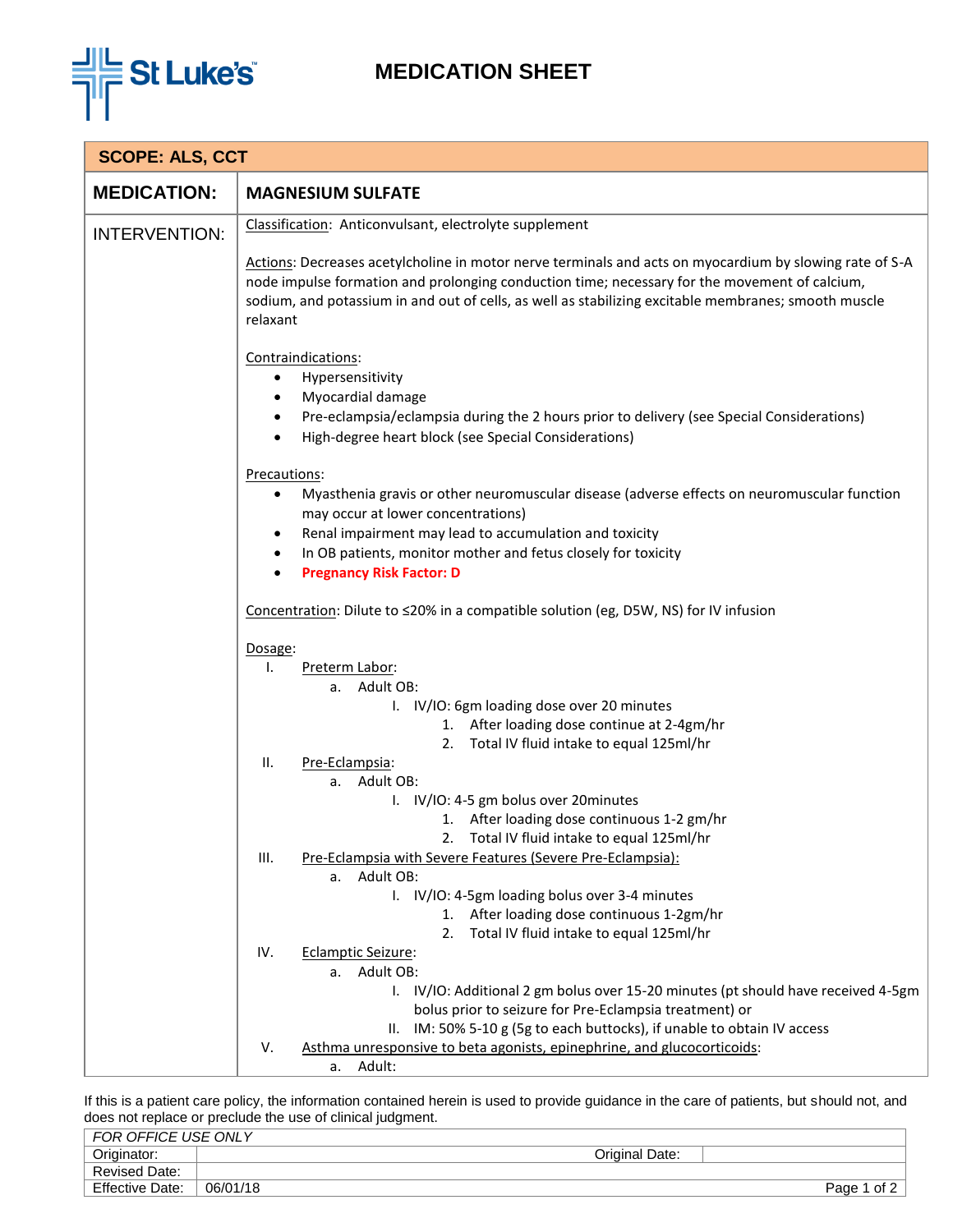# MEDICATION SHEET

St Luke's

**SCOPE: ALS, CCT**

**MEDICATION:** **MAGNESIUM SULFATE**

**INTERVENTION:**

Classification: Anticonvulsant, electrolyte supplement

Actions: Decreases acetylcholine in motor nerve terminals and acts on myocardium by slowing rate of S-A node impulse formation and prolonging conduction time; necessary for the movement of calcium, sodium, and potassium in and out of cells, as well as stabilizing excitable membranes; smooth muscle relaxant

Contraindications:

- Hypersensitivity
- Myocardial damage
- Pre-eclampsia/eclampsia during the 2 hours prior to delivery (see Special Considerations)
- High-degree heart block (see Special Considerations)

Precautions:

- Myasthenia gravis or other neuromuscular disease (adverse effects on neuromuscular function may occur at lower concentrations)
- Renal impairment may lead to accumulation and toxicity
- In OB patients, monitor mother and fetus closely for toxicity
- **Pregnancy Risk Factor: D**

Concentration: Dilute to ≤20% in a compatible solution (eg, D5W, NS) for IV infusion

Dosage:

I. Preterm Labor:
   a. Adult OB:
      I. IV/IO: 6gm loading dose over 20 minutes
         1. After loading dose continue at 2-4gm/hr
         2. Total IV fluid intake to equal 125ml/hr

II. Pre-Eclampsia:
   a. Adult OB:
      I. IV/IO: 4-5 gm bolus over 20minutes
         1. After loading dose continuous 1-2 gm/hr
         2. Total IV fluid intake to equal 125ml/hr

III. Pre-Eclampsia with Severe Features (Severe Pre-Eclampsia):
   a. Adult OB:
      I. IV/IO: 4-5gm loading bolus over 3-4 minutes
         1. After loading dose continuous 1-2gm/hr
         2. Total IV fluid intake to equal 125ml/hr

IV. Eclamptic Seizure:
   a. Adult OB:
      I. IV/IO: Additional 2 gm bolus over 15-20 minutes (pt should have received 4-5gm bolus prior to seizure for Pre-Eclampsia treatment) or
      II. IM: 50% 5-10 g (5g to each buttocks), if unable to obtain IV access

V. Asthma unresponsive to beta agonists, epinephrine, and glucocorticoids:
   a. Adult:

If this is a patient care policy, the information contained herein is used to provide guidance in the care of patients, but should not, and does not replace or preclude the use of clinical judgment.

| *FOR OFFICE USE ONLY* | | | |
|---|---|---|---|
| Originator: | | Original Date: | |
| Revised Date: | | | |
| Effective Date: | 06/01/18 | | |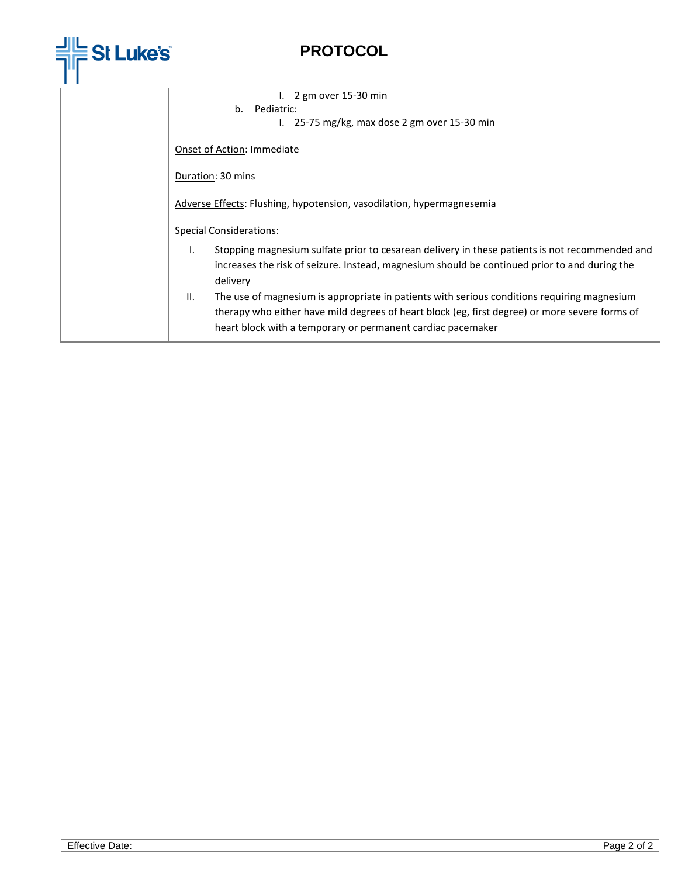| | |
|---|---|
| | I. 2 gm over 15-30 min<br>b. Pediatric:<br>I. 25-75 mg/kg, max dose 2 gm over 15-30 min<br><br>Onset of Action: Immediate<br><br>Duration: 30 mins<br><br>Adverse Effects: Flushing, hypotension, vasodilation, hypermagnesemia<br><br>Special Considerations:<br>I. Stopping magnesium sulfate prior to cesarean delivery in these patients is not recommended and increases the risk of seizure. Instead, magnesium should be continued prior to and during the delivery<br>II. The use of magnesium is appropriate in patients with serious conditions requiring magnesium therapy who either have mild degrees of heart block (eg, first degree) or more severe forms of heart block with a temporary or permanent cardiac pacemaker |